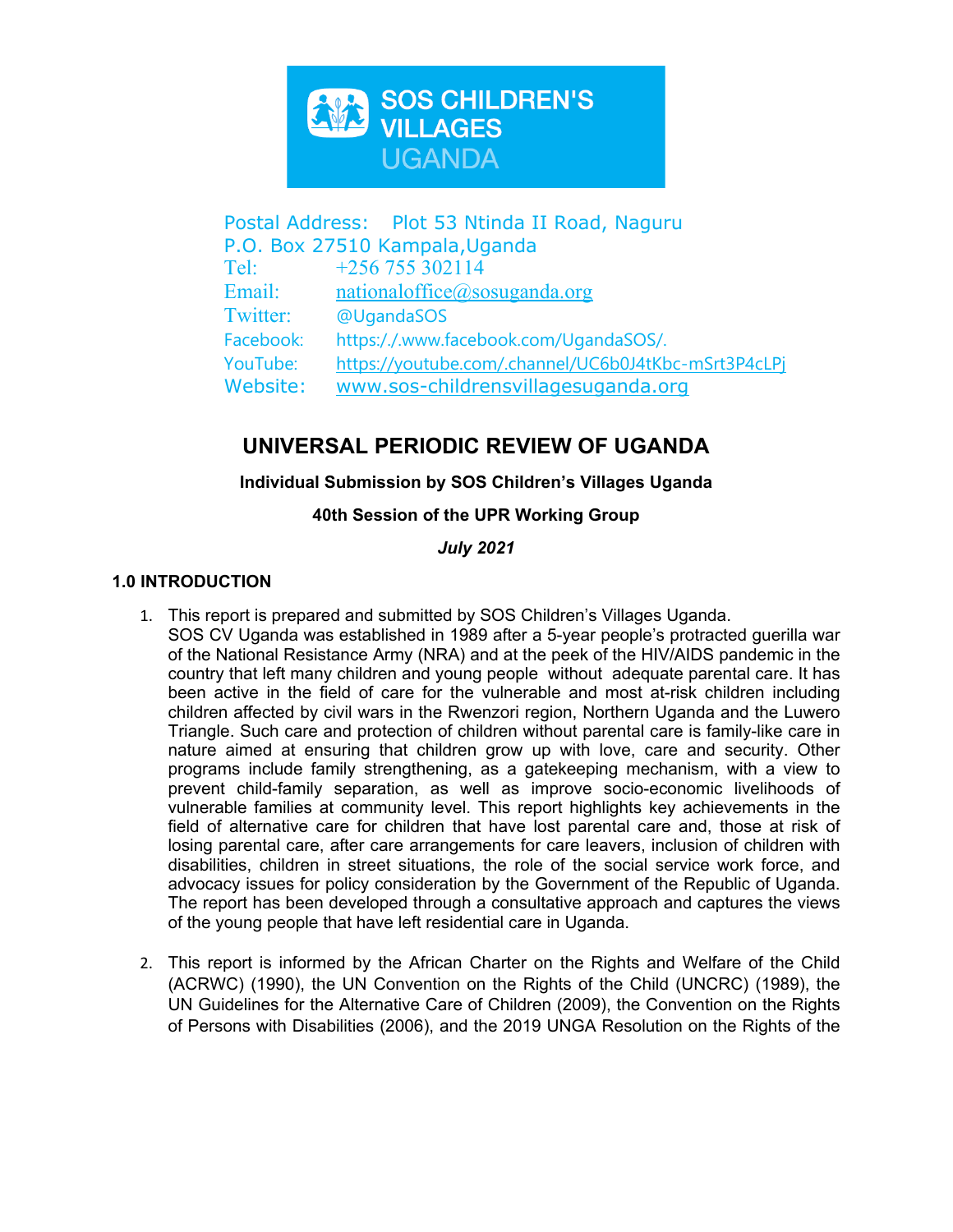SOS CHILDREN'S VILLAGES UGANDA

Postal Address: Plot 53 Ntinda II Road, Naguru
P.O. Box 27510 Kampala,Uganda
Tel: +256 755 302114
Email: nationaloffice@sosuganda.org
Twitter: @UgandaSOS
Facebook: https:/./www.facebook.com/UgandaSOS/.
YouTube: https://youtube.com/.channel/UC6b0J4tKbc-mSrt3P4cLPj
Website: www.sos-childrensvillagesuganda.org

# UNIVERSAL PERIODIC REVIEW OF UGANDA

**Individual Submission by SOS Children's Villages Uganda**

**40th Session of the UPR Working Group**

***July 2021***

## 1.0 INTRODUCTION

1. This report is prepared and submitted by SOS Children's Villages Uganda. SOS CV Uganda was established in 1989 after a 5-year people's protracted guerilla war of the National Resistance Army (NRA) and at the peek of the HIV/AIDS pandemic in the country that left many children and young people without adequate parental care. It has been active in the field of care for the vulnerable and most at-risk children including children affected by civil wars in the Rwenzori region, Northern Uganda and the Luwero Triangle. Such care and protection of children without parental care is family-like care in nature aimed at ensuring that children grow up with love, care and security. Other programs include family strengthening, as a gatekeeping mechanism, with a view to prevent child-family separation, as well as improve socio-economic livelihoods of vulnerable families at community level. This report highlights key achievements in the field of alternative care for children that have lost parental care and, those at risk of losing parental care, after care arrangements for care leavers, inclusion of children with disabilities, children in street situations, the role of the social service work force, and advocacy issues for policy consideration by the Government of the Republic of Uganda. The report has been developed through a consultative approach and captures the views of the young people that have left residential care in Uganda.

2. This report is informed by the African Charter on the Rights and Welfare of the Child (ACRWC) (1990), the UN Convention on the Rights of the Child (UNCRC) (1989), the UN Guidelines for the Alternative Care of Children (2009), the Convention on the Rights of Persons with Disabilities (2006), and the 2019 UNGA Resolution on the Rights of the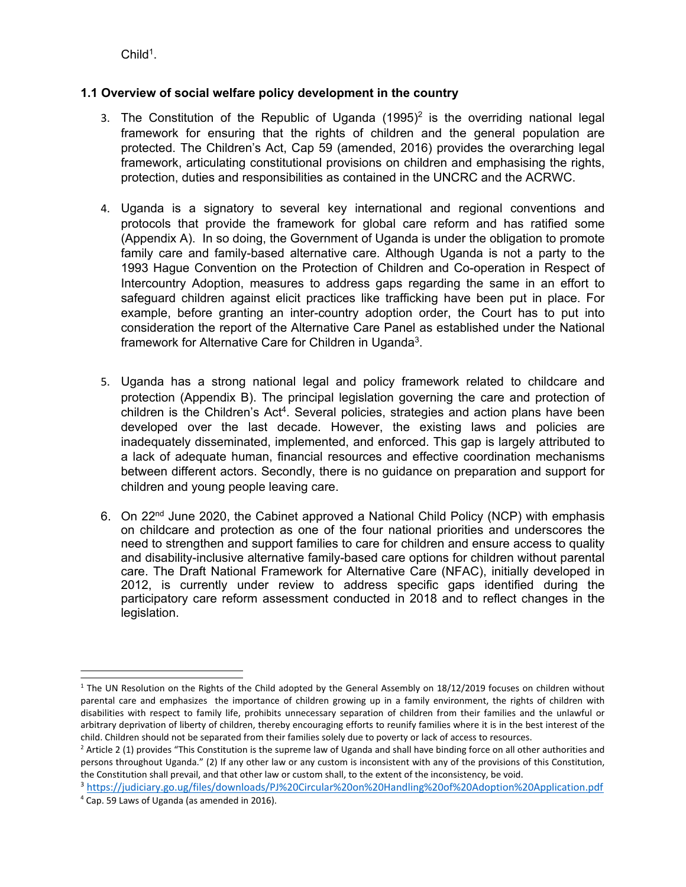Child[1].

### 1.1 Overview of social welfare policy development in the country

3. The Constitution of the Republic of Uganda (1995)[2] is the overriding national legal framework for ensuring that the rights of children and the general population are protected. The Children's Act, Cap 59 (amended, 2016) provides the overarching legal framework, articulating constitutional provisions on children and emphasising the rights, protection, duties and responsibilities as contained in the UNCRC and the ACRWC.

4. Uganda is a signatory to several key international and regional conventions and protocols that provide the framework for global care reform and has ratified some (Appendix A). In so doing, the Government of Uganda is under the obligation to promote family care and family-based alternative care. Although Uganda is not a party to the 1993 Hague Convention on the Protection of Children and Co-operation in Respect of Intercountry Adoption, measures to address gaps regarding the same in an effort to safeguard children against elicit practices like trafficking have been put in place. For example, before granting an inter-country adoption order, the Court has to put into consideration the report of the Alternative Care Panel as established under the National framework for Alternative Care for Children in Uganda[3].

5. Uganda has a strong national legal and policy framework related to childcare and protection (Appendix B). The principal legislation governing the care and protection of children is the Children's Act[4]. Several policies, strategies and action plans have been developed over the last decade. However, the existing laws and policies are inadequately disseminated, implemented, and enforced. This gap is largely attributed to a lack of adequate human, financial resources and effective coordination mechanisms between different actors. Secondly, there is no guidance on preparation and support for children and young people leaving care.

6. On 22nd June 2020, the Cabinet approved a National Child Policy (NCP) with emphasis on childcare and protection as one of the four national priorities and underscores the need to strengthen and support families to care for children and ensure access to quality and disability-inclusive alternative family-based care options for children without parental care. The Draft National Framework for Alternative Care (NFAC), initially developed in 2012, is currently under review to address specific gaps identified during the participatory care reform assessment conducted in 2018 and to reflect changes in the legislation.

---

[1] The UN Resolution on the Rights of the Child adopted by the General Assembly on 18/12/2019 focuses on children without parental care and emphasizes the importance of children growing up in a family environment, the rights of children with disabilities with respect to family life, prohibits unnecessary separation of children from their families and the unlawful or arbitrary deprivation of liberty of children, thereby encouraging efforts to reunify families where it is in the best interest of the child. Children should not be separated from their families solely due to poverty or lack of access to resources.

[2] Article 2 (1) provides "This Constitution is the supreme law of Uganda and shall have binding force on all other authorities and persons throughout Uganda." (2) If any other law or any custom is inconsistent with any of the provisions of this Constitution, the Constitution shall prevail, and that other law or custom shall, to the extent of the inconsistency, be void.

[3] https://judiciary.go.ug/files/downloads/PJ%20Circular%20on%20Handling%20of%20Adoption%20Application.pdf

[4] Cap. 59 Laws of Uganda (as amended in 2016).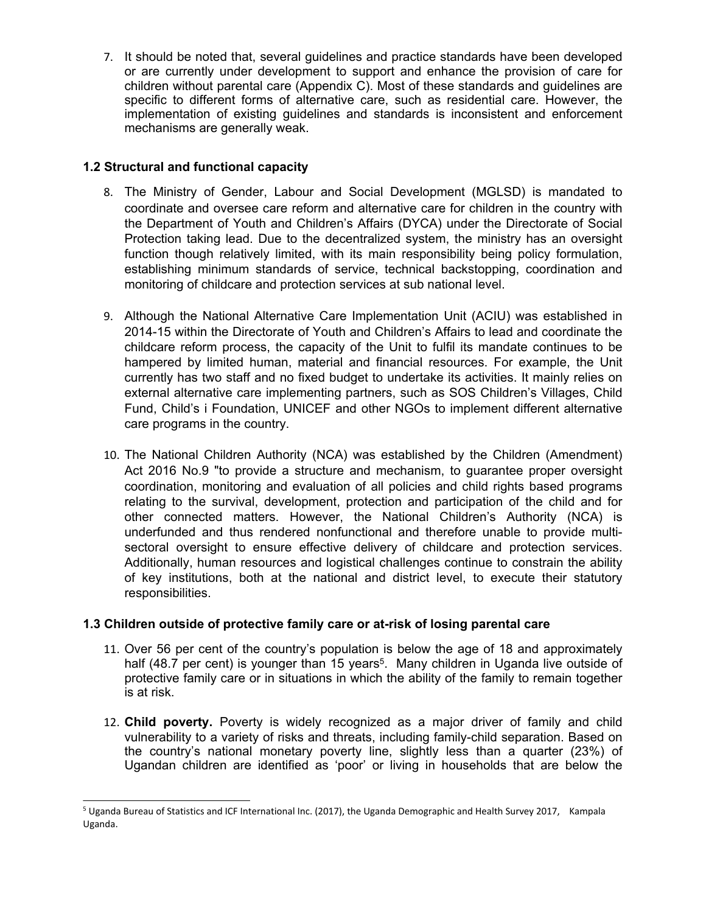7. It should be noted that, several guidelines and practice standards have been developed or are currently under development to support and enhance the provision of care for children without parental care (Appendix C). Most of these standards and guidelines are specific to different forms of alternative care, such as residential care. However, the implementation of existing guidelines and standards is inconsistent and enforcement mechanisms are generally weak.

### 1.2 Structural and functional capacity

8. The Ministry of Gender, Labour and Social Development (MGLSD) is mandated to coordinate and oversee care reform and alternative care for children in the country with the Department of Youth and Children's Affairs (DYCA) under the Directorate of Social Protection taking lead. Due to the decentralized system, the ministry has an oversight function though relatively limited, with its main responsibility being policy formulation, establishing minimum standards of service, technical backstopping, coordination and monitoring of childcare and protection services at sub national level.

9. Although the National Alternative Care Implementation Unit (ACIU) was established in 2014-15 within the Directorate of Youth and Children's Affairs to lead and coordinate the childcare reform process, the capacity of the Unit to fulfil its mandate continues to be hampered by limited human, material and financial resources. For example, the Unit currently has two staff and no fixed budget to undertake its activities. It mainly relies on external alternative care implementing partners, such as SOS Children's Villages, Child Fund, Child's i Foundation, UNICEF and other NGOs to implement different alternative care programs in the country.

10. The National Children Authority (NCA) was established by the Children (Amendment) Act 2016 No.9 "to provide a structure and mechanism, to guarantee proper oversight coordination, monitoring and evaluation of all policies and child rights based programs relating to the survival, development, protection and participation of the child and for other connected matters. However, the National Children's Authority (NCA) is underfunded and thus rendered nonfunctional and therefore unable to provide multi-sectoral oversight to ensure effective delivery of childcare and protection services. Additionally, human resources and logistical challenges continue to constrain the ability of key institutions, both at the national and district level, to execute their statutory responsibilities.

### 1.3 Children outside of protective family care or at-risk of losing parental care

11. Over 56 per cent of the country's population is below the age of 18 and approximately half (48.7 per cent) is younger than 15 years[5]. Many children in Uganda live outside of protective family care or in situations in which the ability of the family to remain together is at risk.

12. **Child poverty.** Poverty is widely recognized as a major driver of family and child vulnerability to a variety of risks and threats, including family-child separation. Based on the country's national monetary poverty line, slightly less than a quarter (23%) of Ugandan children are identified as 'poor' or living in households that are below the

[5] Uganda Bureau of Statistics and ICF International Inc. (2017), the Uganda Demographic and Health Survey 2017, Kampala Uganda.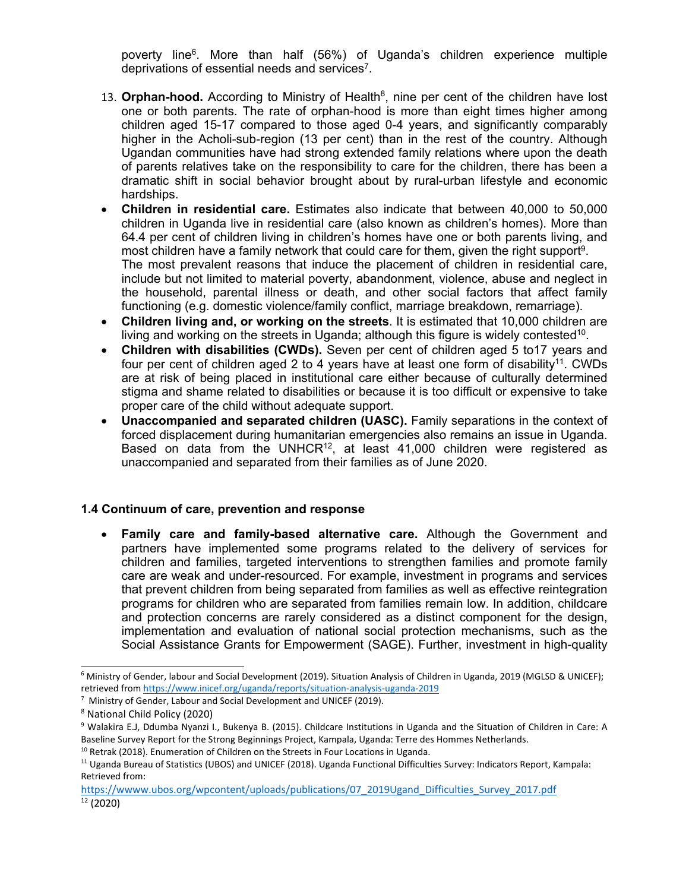poverty line[6]. More than half (56%) of Uganda's children experience multiple deprivations of essential needs and services[7].

13. **Orphan-hood.** According to Ministry of Health[8], nine per cent of the children have lost one or both parents. The rate of orphan-hood is more than eight times higher among children aged 15-17 compared to those aged 0-4 years, and significantly comparably higher in the Acholi-sub-region (13 per cent) than in the rest of the country. Although Ugandan communities have had strong extended family relations where upon the death of parents relatives take on the responsibility to care for the children, there has been a dramatic shift in social behavior brought about by rural-urban lifestyle and economic hardships.

- **Children in residential care.** Estimates also indicate that between 40,000 to 50,000 children in Uganda live in residential care (also known as children's homes). More than 64.4 per cent of children living in children's homes have one or both parents living, and most children have a family network that could care for them, given the right support[9]. The most prevalent reasons that induce the placement of children in residential care, include but not limited to material poverty, abandonment, violence, abuse and neglect in the household, parental illness or death, and other social factors that affect family functioning (e.g. domestic violence/family conflict, marriage breakdown, remarriage).
- **Children living and, or working on the streets**. It is estimated that 10,000 children are living and working on the streets in Uganda; although this figure is widely contested[10].
- **Children with disabilities (CWDs).** Seven per cent of children aged 5 to17 years and four per cent of children aged 2 to 4 years have at least one form of disability[11]. CWDs are at risk of being placed in institutional care either because of culturally determined stigma and shame related to disabilities or because it is too difficult or expensive to take proper care of the child without adequate support.
- **Unaccompanied and separated children (UASC).** Family separations in the context of forced displacement during humanitarian emergencies also remains an issue in Uganda. Based on data from the UNHCR[12], at least 41,000 children were registered as unaccompanied and separated from their families as of June 2020.

### 1.4 Continuum of care, prevention and response

- **Family care and family-based alternative care.** Although the Government and partners have implemented some programs related to the delivery of services for children and families, targeted interventions to strengthen families and promote family care are weak and under-resourced. For example, investment in programs and services that prevent children from being separated from families as well as effective reintegration programs for children who are separated from families remain low. In addition, childcare and protection concerns are rarely considered as a distinct component for the design, implementation and evaluation of national social protection mechanisms, such as the Social Assistance Grants for Empowerment (SAGE). Further, investment in high-quality

---

[6] Ministry of Gender, labour and Social Development (2019). Situation Analysis of Children in Uganda, 2019 (MGLSD & UNICEF); retrieved from https://www.inicef.org/uganda/reports/situation-analysis-uganda-2019

[7] Ministry of Gender, Labour and Social Development and UNICEF (2019).

[8] National Child Policy (2020)

[9] Walakira E.J, Ddumba Nyanzi I., Bukenya B. (2015). Childcare Institutions in Uganda and the Situation of Children in Care: A Baseline Survey Report for the Strong Beginnings Project, Kampala, Uganda: Terre des Hommes Netherlands.

[10] Retrak (2018). Enumeration of Children on the Streets in Four Locations in Uganda.

[11] Uganda Bureau of Statistics (UBOS) and UNICEF (2018). Uganda Functional Difficulties Survey: Indicators Report, Kampala: Retrieved from: https://wwww.ubos.org/wpcontent/uploads/publications/07_2019Ugand_Difficulties_Survey_2017.pdf

[12] (2020)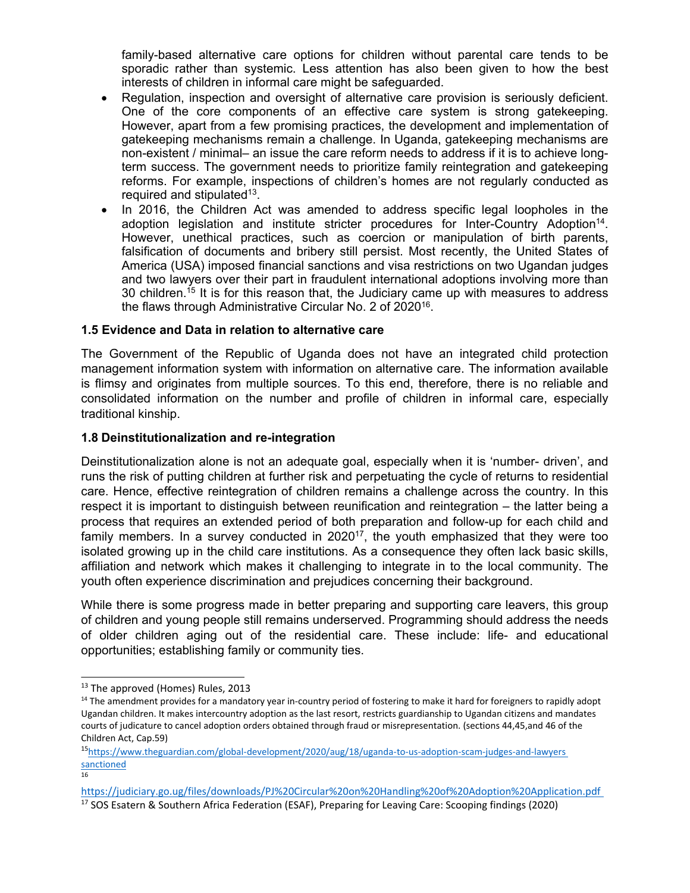family-based alternative care options for children without parental care tends to be sporadic rather than systemic. Less attention has also been given to how the best interests of children in informal care might be safeguarded.

- Regulation, inspection and oversight of alternative care provision is seriously deficient. One of the core components of an effective care system is strong gatekeeping. However, apart from a few promising practices, the development and implementation of gatekeeping mechanisms remain a challenge. In Uganda, gatekeeping mechanisms are non-existent / minimal– an issue the care reform needs to address if it is to achieve long-term success. The government needs to prioritize family reintegration and gatekeeping reforms. For example, inspections of children's homes are not regularly conducted as required and stipulated[13].
- In 2016, the Children Act was amended to address specific legal loopholes in the adoption legislation and institute stricter procedures for Inter-Country Adoption[14]. However, unethical practices, such as coercion or manipulation of birth parents, falsification of documents and bribery still persist. Most recently, the United States of America (USA) imposed financial sanctions and visa restrictions on two Ugandan judges and two lawyers over their part in fraudulent international adoptions involving more than 30 children.[15] It is for this reason that, the Judiciary came up with measures to address the flaws through Administrative Circular No. 2 of 2020[16].

### 1.5 Evidence and Data in relation to alternative care

The Government of the Republic of Uganda does not have an integrated child protection management information system with information on alternative care. The information available is flimsy and originates from multiple sources. To this end, therefore, there is no reliable and consolidated information on the number and profile of children in informal care, especially traditional kinship.

### 1.8 Deinstitutionalization and re-integration

Deinstitutionalization alone is not an adequate goal, especially when it is 'number- driven', and runs the risk of putting children at further risk and perpetuating the cycle of returns to residential care. Hence, effective reintegration of children remains a challenge across the country. In this respect it is important to distinguish between reunification and reintegration – the latter being a process that requires an extended period of both preparation and follow-up for each child and family members. In a survey conducted in 2020[17], the youth emphasized that they were too isolated growing up in the child care institutions. As a consequence they often lack basic skills, affiliation and network which makes it challenging to integrate in to the local community. The youth often experience discrimination and prejudices concerning their background.

While there is some progress made in better preparing and supporting care leavers, this group of children and young people still remains underserved. Programming should address the needs of older children aging out of the residential care. These include: life- and educational opportunities; establishing family or community ties.

---

[13] The approved (Homes) Rules, 2013

[14] The amendment provides for a mandatory year in-country period of fostering to make it hard for foreigners to rapidly adopt Ugandan children. It makes intercountry adoption as the last resort, restricts guardianship to Ugandan citizens and mandates courts of judicature to cancel adoption orders obtained through fraud or misrepresentation. (sections 44,45,and 46 of the Children Act, Cap.59)

[15] https://www.theguardian.com/global-development/2020/aug/18/uganda-to-us-adoption-scam-judges-and-lawyers sanctioned

[16] https://judiciary.go.ug/files/downloads/PJ%20Circular%20on%20Handling%20of%20Adoption%20Application.pdf

[17] SOS Esatern & Southern Africa Federation (ESAF), Preparing for Leaving Care: Scooping findings (2020)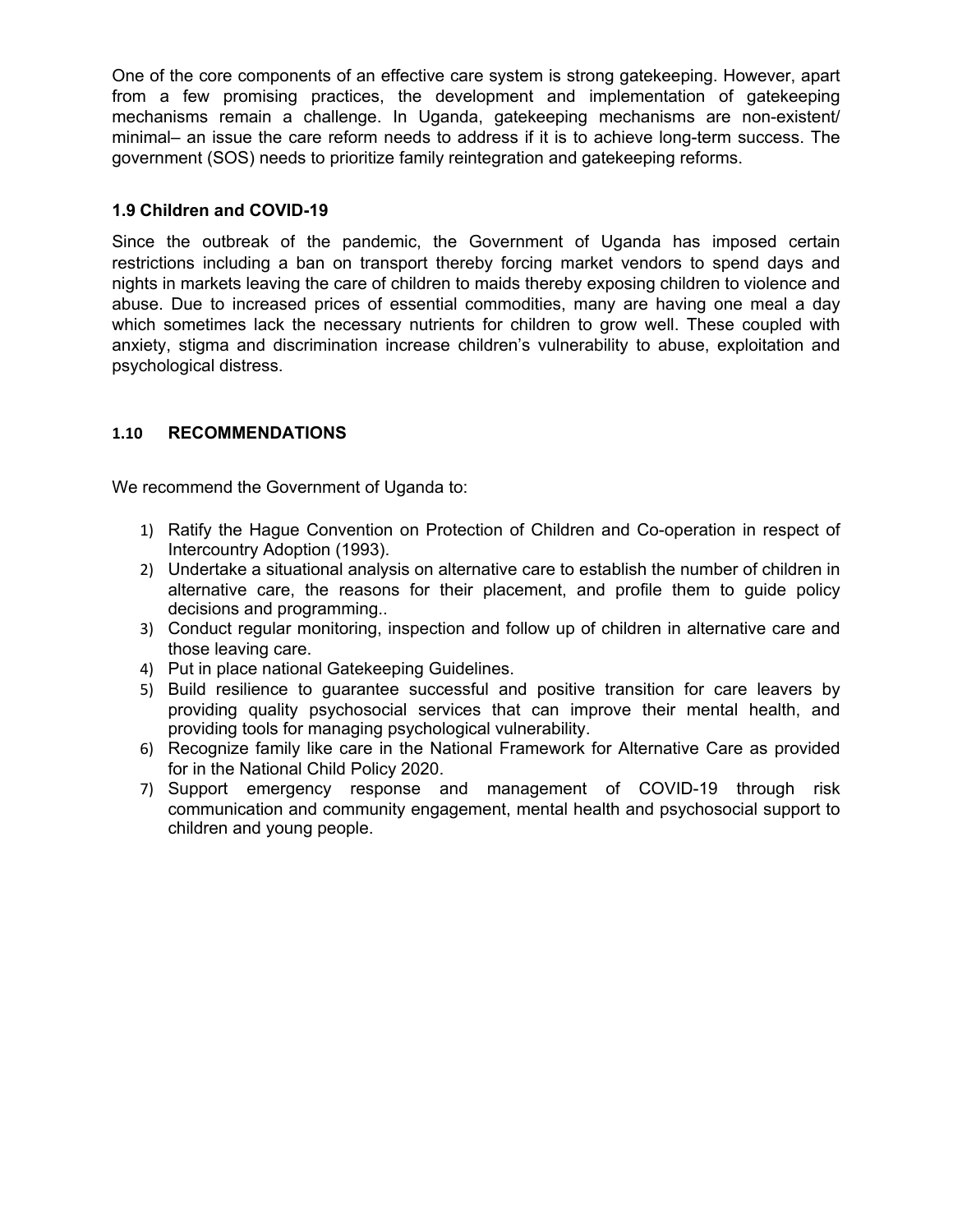One of the core components of an effective care system is strong gatekeeping. However, apart from a few promising practices, the development and implementation of gatekeeping mechanisms remain a challenge. In Uganda, gatekeeping mechanisms are non-existent/ minimal– an issue the care reform needs to address if it is to achieve long-term success. The government (SOS) needs to prioritize family reintegration and gatekeeping reforms.

### 1.9 Children and COVID-19

Since the outbreak of the pandemic, the Government of Uganda has imposed certain restrictions including a ban on transport thereby forcing market vendors to spend days and nights in markets leaving the care of children to maids thereby exposing children to violence and abuse. Due to increased prices of essential commodities, many are having one meal a day which sometimes lack the necessary nutrients for children to grow well. These coupled with anxiety, stigma and discrimination increase children's vulnerability to abuse, exploitation and psychological distress.

### 1.10 RECOMMENDATIONS

We recommend the Government of Uganda to:

1) Ratify the Hague Convention on Protection of Children and Co-operation in respect of Intercountry Adoption (1993).
2) Undertake a situational analysis on alternative care to establish the number of children in alternative care, the reasons for their placement, and profile them to guide policy decisions and programming..
3) Conduct regular monitoring, inspection and follow up of children in alternative care and those leaving care.
4) Put in place national Gatekeeping Guidelines.
5) Build resilience to guarantee successful and positive transition for care leavers by providing quality psychosocial services that can improve their mental health, and providing tools for managing psychological vulnerability.
6) Recognize family like care in the National Framework for Alternative Care as provided for in the National Child Policy 2020.
7) Support emergency response and management of COVID-19 through risk communication and community engagement, mental health and psychosocial support to children and young people.